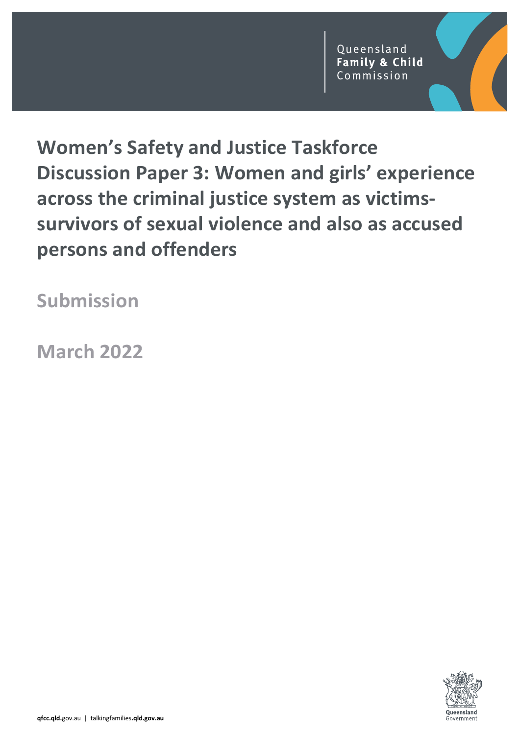Queensland
**Family & Child**
Commission

# Women's Safety and Justice Taskforce Discussion Paper 3: Women and girls' experience across the criminal justice system as victims-survivors of sexual violence and also as accused persons and offenders

## Submission

## March 2022

**qfcc.qld**.gov.au | talkingfamilies.**qld.gov.au**

Queensland Government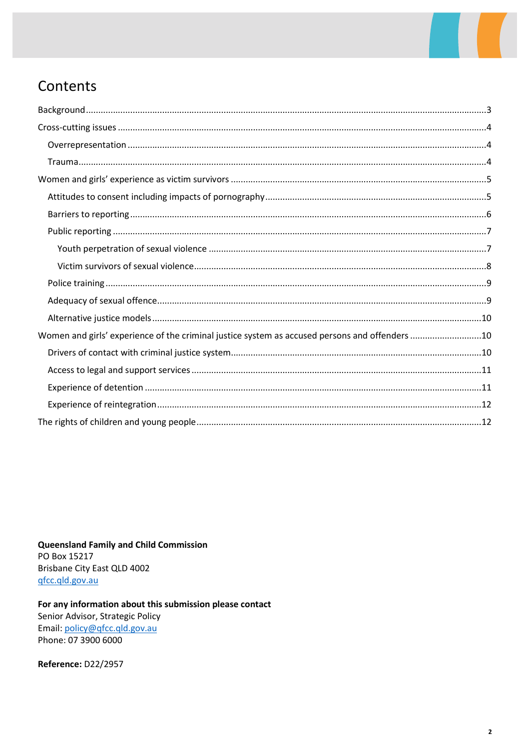# Contents

Background ....................................................................................................................................3

Cross-cutting issues ........................................................................................................................4

- Overrepresentation ......................................................................................................................4
- Trauma .........................................................................................................................................4

Women and girls' experience as victim survivors .............................................................................5

- Attitudes to consent including impacts of pornography ...............................................................5
- Barriers to reporting .....................................................................................................................6
- Public reporting ............................................................................................................................7
  - Youth perpetration of sexual violence ......................................................................................7
  - Victim survivors of sexual violence ...........................................................................................8
- Police training ...............................................................................................................................9
- Adequacy of sexual offence ..........................................................................................................9
- Alternative justice models ..........................................................................................................10

Women and girls' experience of the criminal justice system as accused persons and offenders ...........10

- Drivers of contact with criminal justice system ..........................................................................10
- Access to legal and support services ..........................................................................................11
- Experience of detention .............................................................................................................11
- Experience of reintegration ........................................................................................................12

The rights of children and young people .........................................................................................12

**Queensland Family and Child Commission**
PO Box 15217
Brisbane City East QLD 4002
qfcc.qld.gov.au

**For any information about this submission please contact**
Senior Advisor, Strategic Policy
Email: policy@qfcc.qld.gov.au
Phone: 07 3900 6000

**Reference:** D22/2957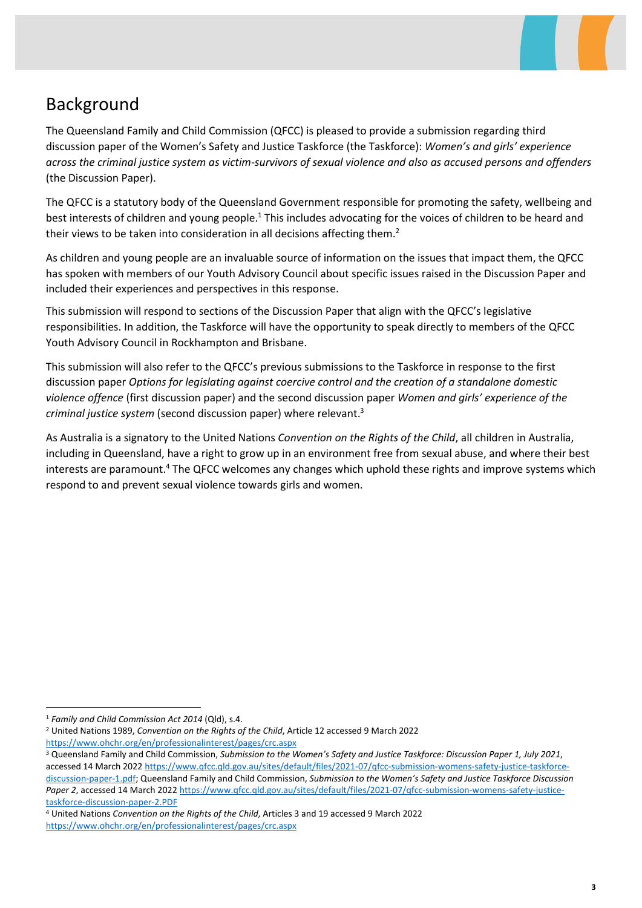## Background

The Queensland Family and Child Commission (QFCC) is pleased to provide a submission regarding third discussion paper of the Women's Safety and Justice Taskforce (the Taskforce): *Women's and girls' experience across the criminal justice system as victim-survivors of sexual violence and also as accused persons and offenders* (the Discussion Paper).

The QFCC is a statutory body of the Queensland Government responsible for promoting the safety, wellbeing and best interests of children and young people.[1] This includes advocating for the voices of children to be heard and their views to be taken into consideration in all decisions affecting them.[2]

As children and young people are an invaluable source of information on the issues that impact them, the QFCC has spoken with members of our Youth Advisory Council about specific issues raised in the Discussion Paper and included their experiences and perspectives in this response.

This submission will respond to sections of the Discussion Paper that align with the QFCC's legislative responsibilities. In addition, the Taskforce will have the opportunity to speak directly to members of the QFCC Youth Advisory Council in Rockhampton and Brisbane.

This submission will also refer to the QFCC's previous submissions to the Taskforce in response to the first discussion paper *Options for legislating against coercive control and the creation of a standalone domestic violence offence* (first discussion paper) and the second discussion paper *Women and girls' experience of the criminal justice system* (second discussion paper) where relevant.[3]

As Australia is a signatory to the United Nations *Convention on the Rights of the Child*, all children in Australia, including in Queensland, have a right to grow up in an environment free from sexual abuse, and where their best interests are paramount.[4] The QFCC welcomes any changes which uphold these rights and improve systems which respond to and prevent sexual violence towards girls and women.

---

[1] *Family and Child Commission Act 2014* (Qld), s.4.

[2] United Nations 1989, *Convention on the Rights of the Child*, Article 12 accessed 9 March 2022 https://www.ohchr.org/en/professionalinterest/pages/crc.aspx

[3] Queensland Family and Child Commission, *Submission to the Women's Safety and Justice Taskforce: Discussion Paper 1, July 2021*, accessed 14 March 2022 https://www.qfcc.qld.gov.au/sites/default/files/2021-07/qfcc-submission-womens-safety-justice-taskforce-discussion-paper-1.pdf; Queensland Family and Child Commission, *Submission to the Women's Safety and Justice Taskforce Discussion Paper 2*, accessed 14 March 2022 https://www.qfcc.qld.gov.au/sites/default/files/2021-07/qfcc-submission-womens-safety-justice-taskforce-discussion-paper-2.PDF

[4] United Nations *Convention on the Rights of the Child*, Articles 3 and 19 accessed 9 March 2022 https://www.ohchr.org/en/professionalinterest/pages/crc.aspx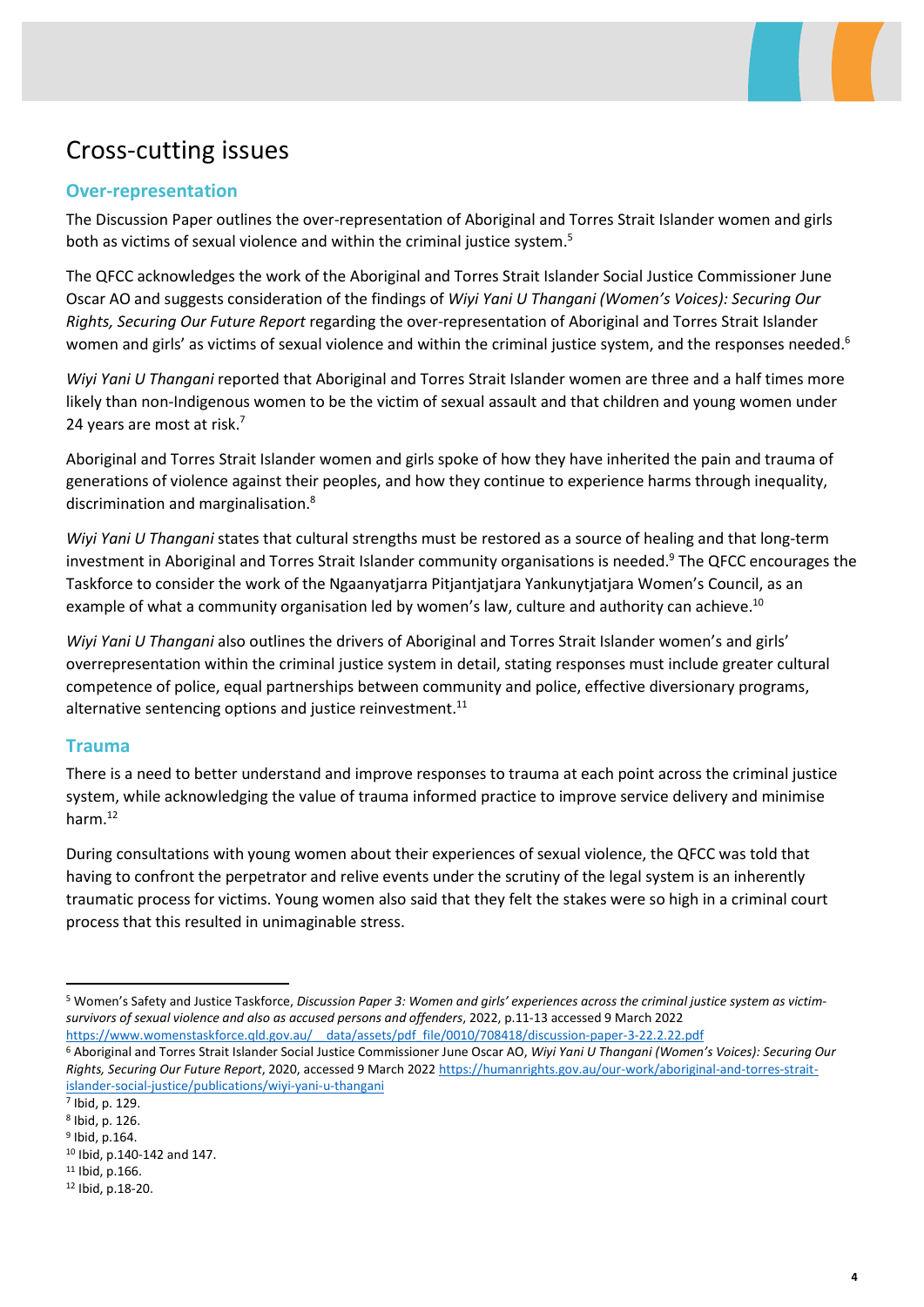# Cross-cutting issues

## Over-representation

The Discussion Paper outlines the over-representation of Aboriginal and Torres Strait Islander women and girls both as victims of sexual violence and within the criminal justice system.[5]

The QFCC acknowledges the work of the Aboriginal and Torres Strait Islander Social Justice Commissioner June Oscar AO and suggests consideration of the findings of *Wiyi Yani U Thangani (Women's Voices): Securing Our Rights, Securing Our Future Report* regarding the over-representation of Aboriginal and Torres Strait Islander women and girls' as victims of sexual violence and within the criminal justice system, and the responses needed.[6]

*Wiyi Yani U Thangani* reported that Aboriginal and Torres Strait Islander women are three and a half times more likely than non-Indigenous women to be the victim of sexual assault and that children and young women under 24 years are most at risk.[7]

Aboriginal and Torres Strait Islander women and girls spoke of how they have inherited the pain and trauma of generations of violence against their peoples, and how they continue to experience harms through inequality, discrimination and marginalisation.[8]

*Wiyi Yani U Thangani* states that cultural strengths must be restored as a source of healing and that long-term investment in Aboriginal and Torres Strait Islander community organisations is needed.[9] The QFCC encourages the Taskforce to consider the work of the Ngaanyatjarra Pitjantjatjara Yankunytjatjara Women's Council, as an example of what a community organisation led by women's law, culture and authority can achieve.[10]

*Wiyi Yani U Thangani* also outlines the drivers of Aboriginal and Torres Strait Islander women's and girls' overrepresentation within the criminal justice system in detail, stating responses must include greater cultural competence of police, equal partnerships between community and police, effective diversionary programs, alternative sentencing options and justice reinvestment.[11]

## Trauma

There is a need to better understand and improve responses to trauma at each point across the criminal justice system, while acknowledging the value of trauma informed practice to improve service delivery and minimise harm.[12]

During consultations with young women about their experiences of sexual violence, the QFCC was told that having to confront the perpetrator and relive events under the scrutiny of the legal system is an inherently traumatic process for victims. Young women also said that they felt the stakes were so high in a criminal court process that this resulted in unimaginable stress.

---

[5] Women's Safety and Justice Taskforce, *Discussion Paper 3: Women and girls' experiences across the criminal justice system as victim-survivors of sexual violence and also as accused persons and offenders*, 2022, p.11-13 accessed 9 March 2022 https://www.womenstaskforce.qld.gov.au/__data/assets/pdf_file/0010/708418/discussion-paper-3-22.2.22.pdf

[6] Aboriginal and Torres Strait Islander Social Justice Commissioner June Oscar AO, *Wiyi Yani U Thangani (Women's Voices): Securing Our Rights, Securing Our Future Report*, 2020, accessed 9 March 2022 https://humanrights.gov.au/our-work/aboriginal-and-torres-strait-islander-social-justice/publications/wiyi-yani-u-thangani

[7] Ibid, p. 129.

[8] Ibid, p. 126.

[9] Ibid, p.164.

[10] Ibid, p.140-142 and 147.

[11] Ibid, p.166.

[12] Ibid, p.18-20.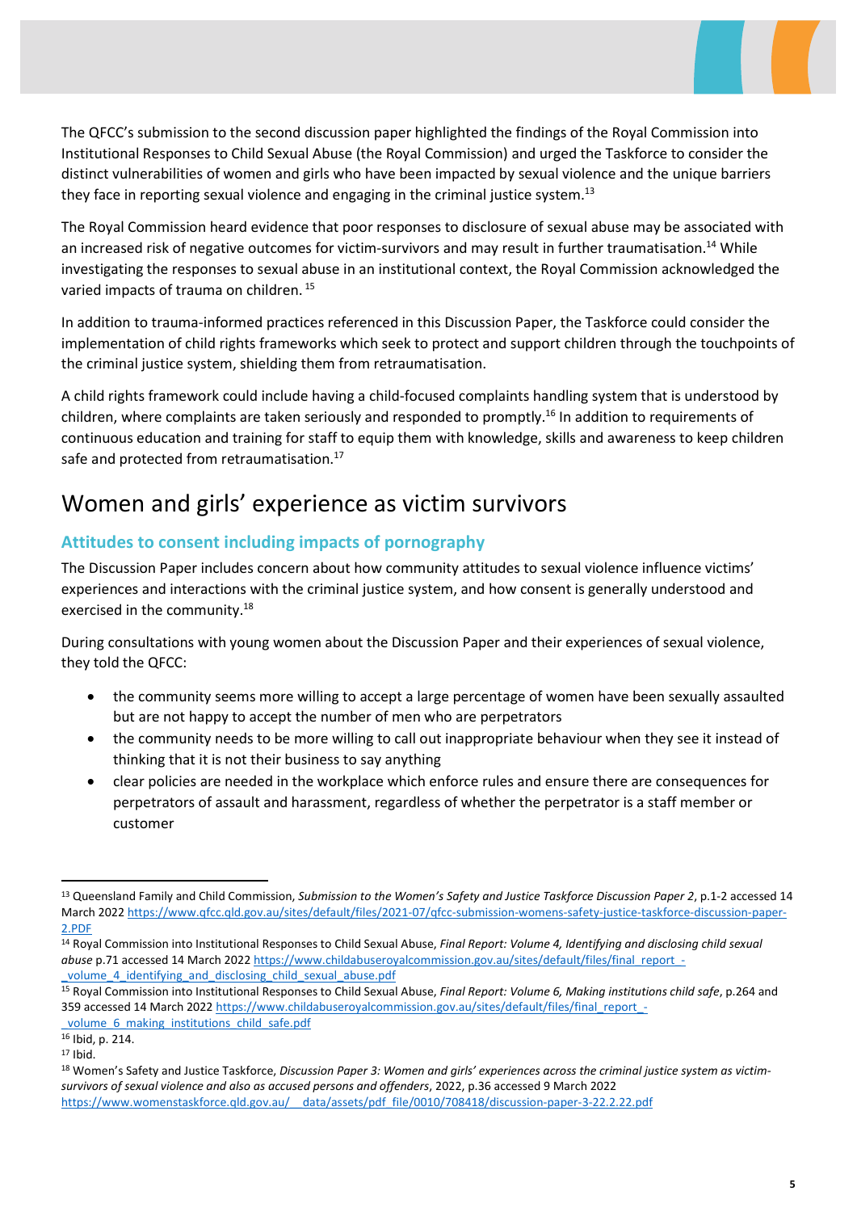The QFCC's submission to the second discussion paper highlighted the findings of the Royal Commission into Institutional Responses to Child Sexual Abuse (the Royal Commission) and urged the Taskforce to consider the distinct vulnerabilities of women and girls who have been impacted by sexual violence and the unique barriers they face in reporting sexual violence and engaging in the criminal justice system.[13]

The Royal Commission heard evidence that poor responses to disclosure of sexual abuse may be associated with an increased risk of negative outcomes for victim-survivors and may result in further traumatisation.[14] While investigating the responses to sexual abuse in an institutional context, the Royal Commission acknowledged the varied impacts of trauma on children.[15]

In addition to trauma-informed practices referenced in this Discussion Paper, the Taskforce could consider the implementation of child rights frameworks which seek to protect and support children through the touchpoints of the criminal justice system, shielding them from retraumatisation.

A child rights framework could include having a child-focused complaints handling system that is understood by children, where complaints are taken seriously and responded to promptly.[16] In addition to requirements of continuous education and training for staff to equip them with knowledge, skills and awareness to keep children safe and protected from retraumatisation.[17]

# Women and girls' experience as victim survivors

## Attitudes to consent including impacts of pornography

The Discussion Paper includes concern about how community attitudes to sexual violence influence victims' experiences and interactions with the criminal justice system, and how consent is generally understood and exercised in the community.[18]

During consultations with young women about the Discussion Paper and their experiences of sexual violence, they told the QFCC:

- the community seems more willing to accept a large percentage of women have been sexually assaulted but are not happy to accept the number of men who are perpetrators
- the community needs to be more willing to call out inappropriate behaviour when they see it instead of thinking that it is not their business to say anything
- clear policies are needed in the workplace which enforce rules and ensure there are consequences for perpetrators of assault and harassment, regardless of whether the perpetrator is a staff member or customer

---

[13] Queensland Family and Child Commission, *Submission to the Women's Safety and Justice Taskforce Discussion Paper 2*, p.1-2 accessed 14 March 2022 https://www.qfcc.qld.gov.au/sites/default/files/2021-07/qfcc-submission-womens-safety-justice-taskforce-discussion-paper-2.PDF

[14] Royal Commission into Institutional Responses to Child Sexual Abuse, *Final Report: Volume 4, Identifying and disclosing child sexual abuse* p.71 accessed 14 March 2022 https://www.childabuseroyalcommission.gov.au/sites/default/files/final_report_-_volume_4_identifying_and_disclosing_child_sexual_abuse.pdf

[15] Royal Commission into Institutional Responses to Child Sexual Abuse, *Final Report: Volume 6, Making institutions child safe*, p.264 and 359 accessed 14 March 2022 https://www.childabuseroyalcommission.gov.au/sites/default/files/final_report_-_volume_6_making_institutions_child_safe.pdf

[16] Ibid, p. 214.

[17] Ibid.

[18] Women's Safety and Justice Taskforce, *Discussion Paper 3: Women and girls' experiences across the criminal justice system as victim-survivors of sexual violence and also as accused persons and offenders*, 2022, p.36 accessed 9 March 2022 https://www.womenstaskforce.qld.gov.au/__data/assets/pdf_file/0010/708418/discussion-paper-3-22.2.22.pdf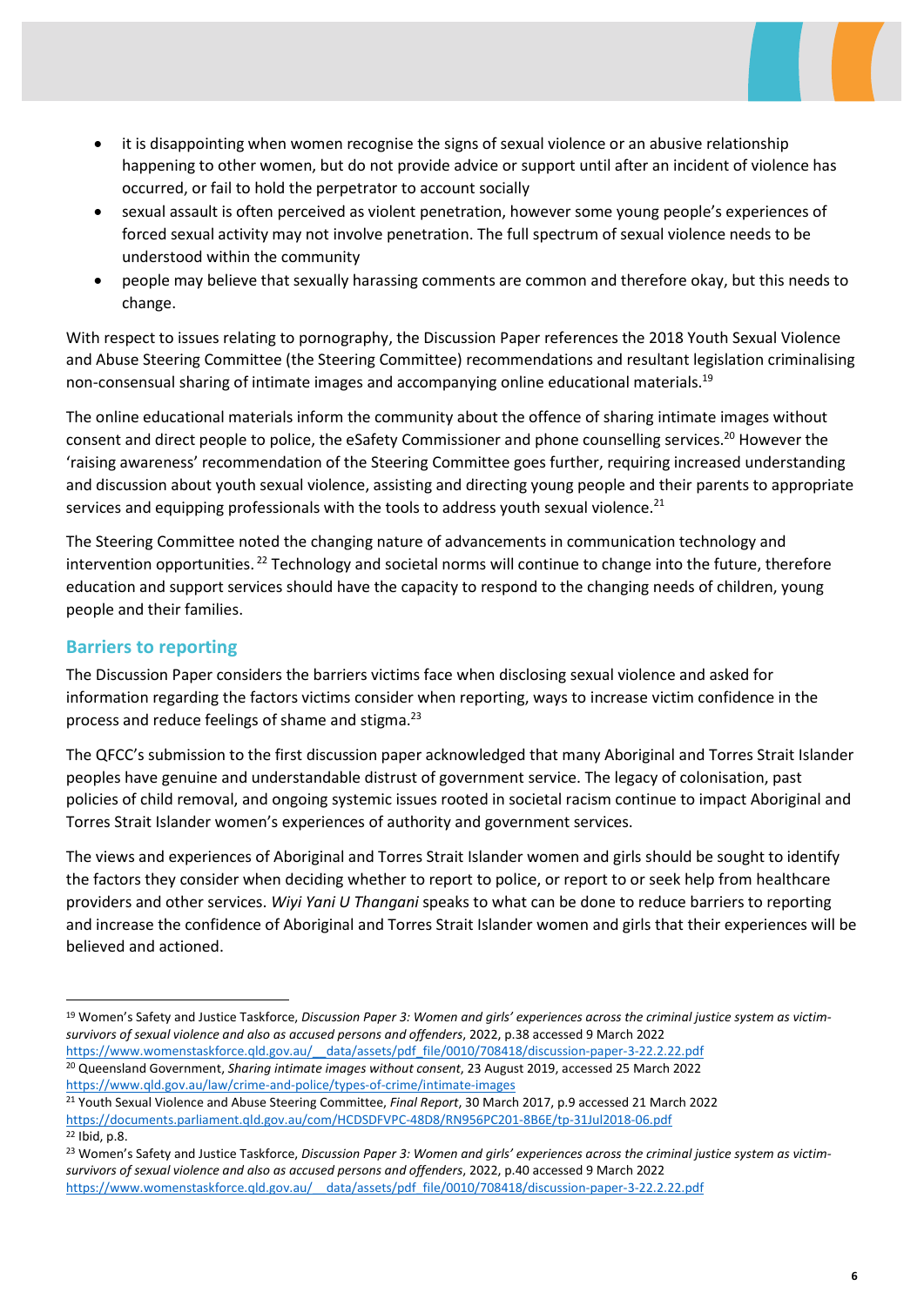- it is disappointing when women recognise the signs of sexual violence or an abusive relationship happening to other women, but do not provide advice or support until after an incident of violence has occurred, or fail to hold the perpetrator to account socially
- sexual assault is often perceived as violent penetration, however some young people's experiences of forced sexual activity may not involve penetration. The full spectrum of sexual violence needs to be understood within the community
- people may believe that sexually harassing comments are common and therefore okay, but this needs to change.

With respect to issues relating to pornography, the Discussion Paper references the 2018 Youth Sexual Violence and Abuse Steering Committee (the Steering Committee) recommendations and resultant legislation criminalising non-consensual sharing of intimate images and accompanying online educational materials.[19]

The online educational materials inform the community about the offence of sharing intimate images without consent and direct people to police, the eSafety Commissioner and phone counselling services.[20] However the 'raising awareness' recommendation of the Steering Committee goes further, requiring increased understanding and discussion about youth sexual violence, assisting and directing young people and their parents to appropriate services and equipping professionals with the tools to address youth sexual violence.[21]

The Steering Committee noted the changing nature of advancements in communication technology and intervention opportunities.[22] Technology and societal norms will continue to change into the future, therefore education and support services should have the capacity to respond to the changing needs of children, young people and their families.

## Barriers to reporting

The Discussion Paper considers the barriers victims face when disclosing sexual violence and asked for information regarding the factors victims consider when reporting, ways to increase victim confidence in the process and reduce feelings of shame and stigma.[23]

The QFCC's submission to the first discussion paper acknowledged that many Aboriginal and Torres Strait Islander peoples have genuine and understandable distrust of government service. The legacy of colonisation, past policies of child removal, and ongoing systemic issues rooted in societal racism continue to impact Aboriginal and Torres Strait Islander women's experiences of authority and government services.

The views and experiences of Aboriginal and Torres Strait Islander women and girls should be sought to identify the factors they consider when deciding whether to report to police, or report to or seek help from healthcare providers and other services. *Wiyi Yani U Thangani* speaks to what can be done to reduce barriers to reporting and increase the confidence of Aboriginal and Torres Strait Islander women and girls that their experiences will be believed and actioned.

---

[19] Women's Safety and Justice Taskforce, *Discussion Paper 3: Women and girls' experiences across the criminal justice system as victim-survivors of sexual violence and also as accused persons and offenders*, 2022, p.38 accessed 9 March 2022 https://www.womenstaskforce.qld.gov.au/__data/assets/pdf_file/0010/708418/discussion-paper-3-22.2.22.pdf

[20] Queensland Government, *Sharing intimate images without consent*, 23 August 2019, accessed 25 March 2022 https://www.qld.gov.au/law/crime-and-police/types-of-crime/intimate-images

[21] Youth Sexual Violence and Abuse Steering Committee, *Final Report*, 30 March 2017, p.9 accessed 21 March 2022 https://documents.parliament.qld.gov.au/com/HCDSDFVPC-48D8/RN956PC201-8B6E/tp-31Jul2018-06.pdf

[22] Ibid, p.8.

[23] Women's Safety and Justice Taskforce, *Discussion Paper 3: Women and girls' experiences across the criminal justice system as victim-survivors of sexual violence and also as accused persons and offenders*, 2022, p.40 accessed 9 March 2022 https://www.womenstaskforce.qld.gov.au/__data/assets/pdf_file/0010/708418/discussion-paper-3-22.2.22.pdf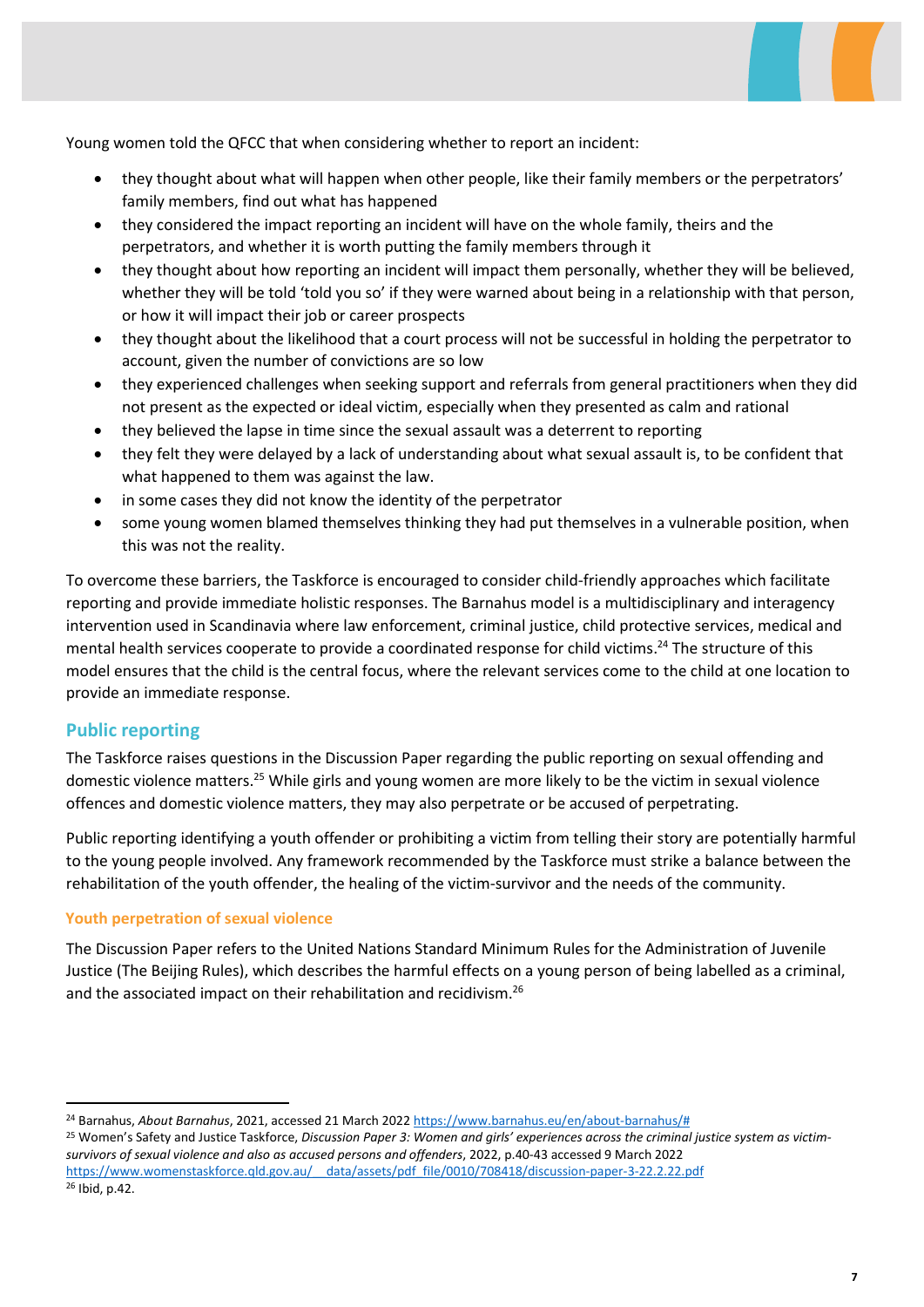Young women told the QFCC that when considering whether to report an incident:

- they thought about what will happen when other people, like their family members or the perpetrators' family members, find out what has happened
- they considered the impact reporting an incident will have on the whole family, theirs and the perpetrators, and whether it is worth putting the family members through it
- they thought about how reporting an incident will impact them personally, whether they will be believed, whether they will be told 'told you so' if they were warned about being in a relationship with that person, or how it will impact their job or career prospects
- they thought about the likelihood that a court process will not be successful in holding the perpetrator to account, given the number of convictions are so low
- they experienced challenges when seeking support and referrals from general practitioners when they did not present as the expected or ideal victim, especially when they presented as calm and rational
- they believed the lapse in time since the sexual assault was a deterrent to reporting
- they felt they were delayed by a lack of understanding about what sexual assault is, to be confident that what happened to them was against the law.
- in some cases they did not know the identity of the perpetrator
- some young women blamed themselves thinking they had put themselves in a vulnerable position, when this was not the reality.

To overcome these barriers, the Taskforce is encouraged to consider child-friendly approaches which facilitate reporting and provide immediate holistic responses. The Barnahus model is a multidisciplinary and interagency intervention used in Scandinavia where law enforcement, criminal justice, child protective services, medical and mental health services cooperate to provide a coordinated response for child victims.[24] The structure of this model ensures that the child is the central focus, where the relevant services come to the child at one location to provide an immediate response.

## Public reporting

The Taskforce raises questions in the Discussion Paper regarding the public reporting on sexual offending and domestic violence matters.[25] While girls and young women are more likely to be the victim in sexual violence offences and domestic violence matters, they may also perpetrate or be accused of perpetrating.

Public reporting identifying a youth offender or prohibiting a victim from telling their story are potentially harmful to the young people involved. Any framework recommended by the Taskforce must strike a balance between the rehabilitation of the youth offender, the healing of the victim-survivor and the needs of the community.

### Youth perpetration of sexual violence

The Discussion Paper refers to the United Nations Standard Minimum Rules for the Administration of Juvenile Justice (The Beijing Rules), which describes the harmful effects on a young person of being labelled as a criminal, and the associated impact on their rehabilitation and recidivism.[26]

---

[24] Barnahus, *About Barnahus*, 2021, accessed 21 March 2022 https://www.barnahus.eu/en/about-barnahus/#

[25] Women's Safety and Justice Taskforce, *Discussion Paper 3: Women and girls' experiences across the criminal justice system as victim-survivors of sexual violence and also as accused persons and offenders*, 2022, p.40-43 accessed 9 March 2022 https://www.womenstaskforce.qld.gov.au/__data/assets/pdf_file/0010/708418/discussion-paper-3-22.2.22.pdf

[26] Ibid, p.42.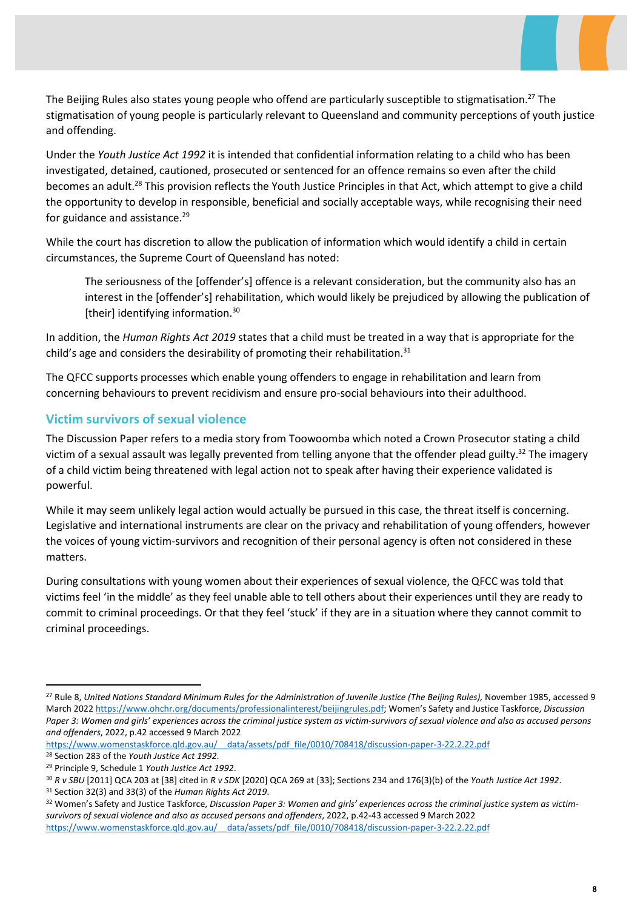The Beijing Rules also states young people who offend are particularly susceptible to stigmatisation.[27] The stigmatisation of young people is particularly relevant to Queensland and community perceptions of youth justice and offending.

Under the *Youth Justice Act 1992* it is intended that confidential information relating to a child who has been investigated, detained, cautioned, prosecuted or sentenced for an offence remains so even after the child becomes an adult.[28] This provision reflects the Youth Justice Principles in that Act, which attempt to give a child the opportunity to develop in responsible, beneficial and socially acceptable ways, while recognising their need for guidance and assistance.[29]

While the court has discretion to allow the publication of information which would identify a child in certain circumstances, the Supreme Court of Queensland has noted:

> The seriousness of the [offender's] offence is a relevant consideration, but the community also has an interest in the [offender's] rehabilitation, which would likely be prejudiced by allowing the publication of [their] identifying information.[30]

In addition, the *Human Rights Act 2019* states that a child must be treated in a way that is appropriate for the child's age and considers the desirability of promoting their rehabilitation.[31]

The QFCC supports processes which enable young offenders to engage in rehabilitation and learn from concerning behaviours to prevent recidivism and ensure pro-social behaviours into their adulthood.

## Victim survivors of sexual violence

The Discussion Paper refers to a media story from Toowoomba which noted a Crown Prosecutor stating a child victim of a sexual assault was legally prevented from telling anyone that the offender plead guilty.[32] The imagery of a child victim being threatened with legal action not to speak after having their experience validated is powerful.

While it may seem unlikely legal action would actually be pursued in this case, the threat itself is concerning. Legislative and international instruments are clear on the privacy and rehabilitation of young offenders, however the voices of young victim-survivors and recognition of their personal agency is often not considered in these matters.

During consultations with young women about their experiences of sexual violence, the QFCC was told that victims feel 'in the middle' as they feel unable able to tell others about their experiences until they are ready to commit to criminal proceedings. Or that they feel 'stuck' if they are in a situation where they cannot commit to criminal proceedings.

---

[27] Rule 8, *United Nations Standard Minimum Rules for the Administration of Juvenile Justice (The Beijing Rules),* November 1985, accessed 9 March 2022 https://www.ohchr.org/documents/professionalinterest/beijingrules.pdf; Women's Safety and Justice Taskforce, *Discussion Paper 3: Women and girls' experiences across the criminal justice system as victim-survivors of sexual violence and also as accused persons and offenders*, 2022, p.42 accessed 9 March 2022 https://www.womenstaskforce.qld.gov.au/__data/assets/pdf_file/0010/708418/discussion-paper-3-22.2.22.pdf

[28] Section 283 of the *Youth Justice Act 1992*.

[29] Principle 9, Schedule 1 *Youth Justice Act 1992*.

[30] *R v SBU* [2011] QCA 203 at [38] cited in *R v SDK* [2020] QCA 269 at [33]; Sections 234 and 176(3)(b) of the *Youth Justice Act 1992*.

[31] Section 32(3) and 33(3) of the *Human Rights Act 2019*.

[32] Women's Safety and Justice Taskforce, *Discussion Paper 3: Women and girls' experiences across the criminal justice system as victim-survivors of sexual violence and also as accused persons and offenders*, 2022, p.42-43 accessed 9 March 2022 https://www.womenstaskforce.qld.gov.au/__data/assets/pdf_file/0010/708418/discussion-paper-3-22.2.22.pdf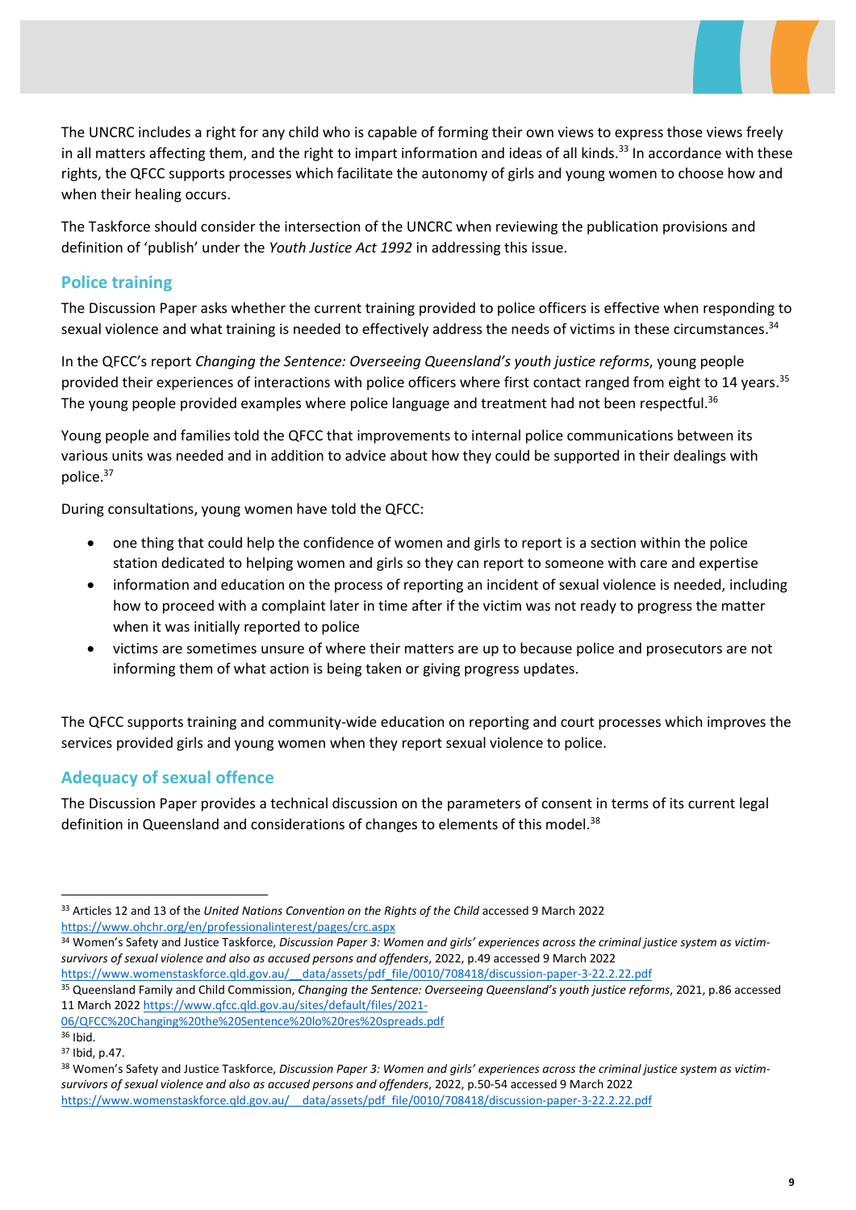The UNCRC includes a right for any child who is capable of forming their own views to express those views freely in all matters affecting them, and the right to impart information and ideas of all kinds.[33] In accordance with these rights, the QFCC supports processes which facilitate the autonomy of girls and young women to choose how and when their healing occurs.

The Taskforce should consider the intersection of the UNCRC when reviewing the publication provisions and definition of 'publish' under the *Youth Justice Act 1992* in addressing this issue.

## Police training

The Discussion Paper asks whether the current training provided to police officers is effective when responding to sexual violence and what training is needed to effectively address the needs of victims in these circumstances.[34]

In the QFCC's report *Changing the Sentence: Overseeing Queensland's youth justice reforms*, young people provided their experiences of interactions with police officers where first contact ranged from eight to 14 years.[35] The young people provided examples where police language and treatment had not been respectful.[36]

Young people and families told the QFCC that improvements to internal police communications between its various units was needed and in addition to advice about how they could be supported in their dealings with police.[37]

During consultations, young women have told the QFCC:

- one thing that could help the confidence of women and girls to report is a section within the police station dedicated to helping women and girls so they can report to someone with care and expertise
- information and education on the process of reporting an incident of sexual violence is needed, including how to proceed with a complaint later in time after if the victim was not ready to progress the matter when it was initially reported to police
- victims are sometimes unsure of where their matters are up to because police and prosecutors are not informing them of what action is being taken or giving progress updates.

The QFCC supports training and community-wide education on reporting and court processes which improves the services provided girls and young women when they report sexual violence to police.

## Adequacy of sexual offence

The Discussion Paper provides a technical discussion on the parameters of consent in terms of its current legal definition in Queensland and considerations of changes to elements of this model.[38]

---

[33] Articles 12 and 13 of the *United Nations Convention on the Rights of the Child* accessed 9 March 2022 https://www.ohchr.org/en/professionalinterest/pages/crc.aspx

[34] Women's Safety and Justice Taskforce, *Discussion Paper 3: Women and girls' experiences across the criminal justice system as victim-survivors of sexual violence and also as accused persons and offenders*, 2022, p.49 accessed 9 March 2022 https://www.womenstaskforce.qld.gov.au/__data/assets/pdf_file/0010/708418/discussion-paper-3-22.2.22.pdf

[35] Queensland Family and Child Commission, *Changing the Sentence: Overseeing Queensland's youth justice reforms*, 2021, p.86 accessed 11 March 2022 https://www.qfcc.qld.gov.au/sites/default/files/2021-06/QFCC%20Changing%20the%20Sentence%20lo%20res%20spreads.pdf

[36] Ibid.

[37] Ibid, p.47.

[38] Women's Safety and Justice Taskforce, *Discussion Paper 3: Women and girls' experiences across the criminal justice system as victim-survivors of sexual violence and also as accused persons and offenders*, 2022, p.50-54 accessed 9 March 2022 https://www.womenstaskforce.qld.gov.au/__data/assets/pdf_file/0010/708418/discussion-paper-3-22.2.22.pdf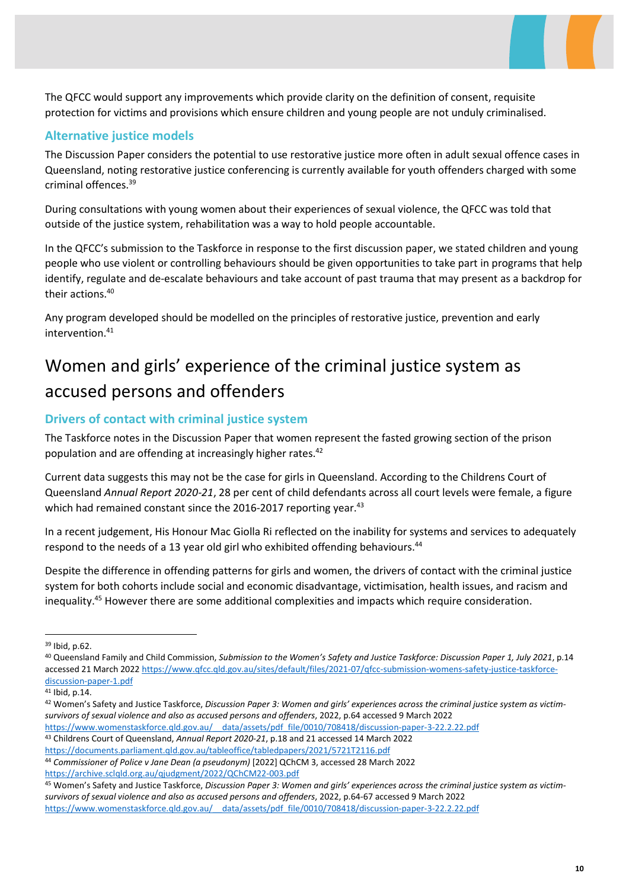The QFCC would support any improvements which provide clarity on the definition of consent, requisite protection for victims and provisions which ensure children and young people are not unduly criminalised.

### Alternative justice models

The Discussion Paper considers the potential to use restorative justice more often in adult sexual offence cases in Queensland, noting restorative justice conferencing is currently available for youth offenders charged with some criminal offences.[39]

During consultations with young women about their experiences of sexual violence, the QFCC was told that outside of the justice system, rehabilitation was a way to hold people accountable.

In the QFCC's submission to the Taskforce in response to the first discussion paper, we stated children and young people who use violent or controlling behaviours should be given opportunities to take part in programs that help identify, regulate and de-escalate behaviours and take account of past trauma that may present as a backdrop for their actions.[40]

Any program developed should be modelled on the principles of restorative justice, prevention and early intervention.[41]

## Women and girls' experience of the criminal justice system as accused persons and offenders

### Drivers of contact with criminal justice system

The Taskforce notes in the Discussion Paper that women represent the fasted growing section of the prison population and are offending at increasingly higher rates.[42]

Current data suggests this may not be the case for girls in Queensland. According to the Childrens Court of Queensland *Annual Report 2020-21*, 28 per cent of child defendants across all court levels were female, a figure which had remained constant since the 2016-2017 reporting year.[43]

In a recent judgement, His Honour Mac Giolla Ri reflected on the inability for systems and services to adequately respond to the needs of a 13 year old girl who exhibited offending behaviours.[44]

Despite the difference in offending patterns for girls and women, the drivers of contact with the criminal justice system for both cohorts include social and economic disadvantage, victimisation, health issues, and racism and inequality.[45] However there are some additional complexities and impacts which require consideration.

---

[39] Ibid, p.62.

[40] Queensland Family and Child Commission, *Submission to the Women's Safety and Justice Taskforce: Discussion Paper 1, July 2021*, p.14 accessed 21 March 2022 https://www.qfcc.qld.gov.au/sites/default/files/2021-07/qfcc-submission-womens-safety-justice-taskforce-discussion-paper-1.pdf

[41] Ibid, p.14.

[42] Women's Safety and Justice Taskforce, *Discussion Paper 3: Women and girls' experiences across the criminal justice system as victim-survivors of sexual violence and also as accused persons and offenders*, 2022, p.64 accessed 9 March 2022 https://www.womenstaskforce.qld.gov.au/__data/assets/pdf_file/0010/708418/discussion-paper-3-22.2.22.pdf

[43] Childrens Court of Queensland, *Annual Report 2020-21*, p.18 and 21 accessed 14 March 2022 https://documents.parliament.qld.gov.au/tableoffice/tabledpapers/2021/5721T2116.pdf

[44] *Commissioner of Police v Jane Dean (a pseudonym)* [2022] QChCM 3, accessed 28 March 2022 https://archive.sclqld.org.au/qjudgment/2022/QChCM22-003.pdf

[45] Women's Safety and Justice Taskforce, *Discussion Paper 3: Women and girls' experiences across the criminal justice system as victim-survivors of sexual violence and also as accused persons and offenders*, 2022, p.64-67 accessed 9 March 2022 https://www.womenstaskforce.qld.gov.au/__data/assets/pdf_file/0010/708418/discussion-paper-3-22.2.22.pdf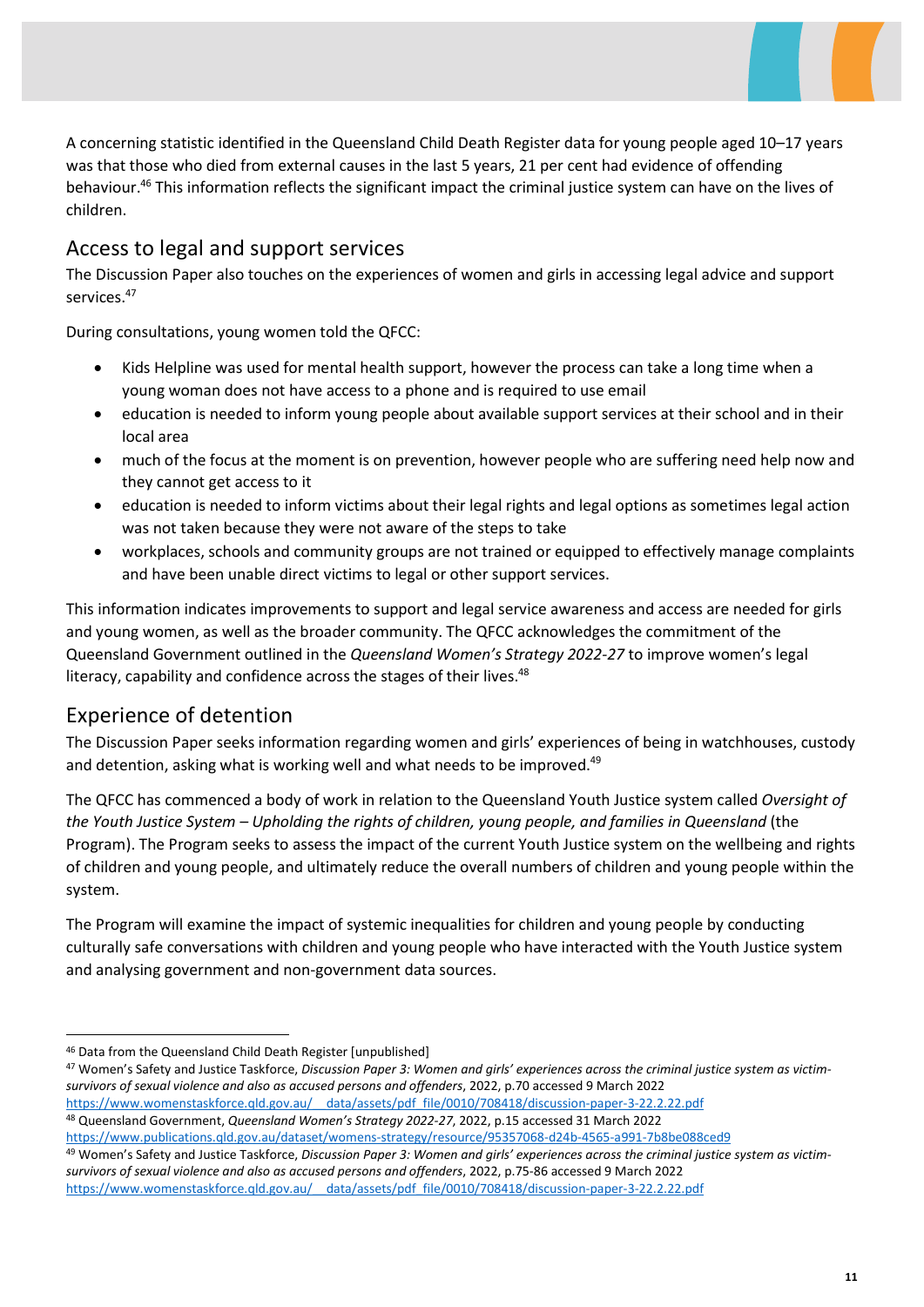A concerning statistic identified in the Queensland Child Death Register data for young people aged 10–17 years was that those who died from external causes in the last 5 years, 21 per cent had evidence of offending behaviour.[46] This information reflects the significant impact the criminal justice system can have on the lives of children.

## Access to legal and support services

The Discussion Paper also touches on the experiences of women and girls in accessing legal advice and support services.[47]

During consultations, young women told the QFCC:

- Kids Helpline was used for mental health support, however the process can take a long time when a young woman does not have access to a phone and is required to use email
- education is needed to inform young people about available support services at their school and in their local area
- much of the focus at the moment is on prevention, however people who are suffering need help now and they cannot get access to it
- education is needed to inform victims about their legal rights and legal options as sometimes legal action was not taken because they were not aware of the steps to take
- workplaces, schools and community groups are not trained or equipped to effectively manage complaints and have been unable direct victims to legal or other support services.

This information indicates improvements to support and legal service awareness and access are needed for girls and young women, as well as the broader community. The QFCC acknowledges the commitment of the Queensland Government outlined in the *Queensland Women's Strategy 2022-27* to improve women's legal literacy, capability and confidence across the stages of their lives.[48]

## Experience of detention

The Discussion Paper seeks information regarding women and girls' experiences of being in watchhouses, custody and detention, asking what is working well and what needs to be improved.[49]

The QFCC has commenced a body of work in relation to the Queensland Youth Justice system called *Oversight of the Youth Justice System – Upholding the rights of children, young people, and families in Queensland* (the Program). The Program seeks to assess the impact of the current Youth Justice system on the wellbeing and rights of children and young people, and ultimately reduce the overall numbers of children and young people within the system.

The Program will examine the impact of systemic inequalities for children and young people by conducting culturally safe conversations with children and young people who have interacted with the Youth Justice system and analysing government and non-government data sources.

---

[46] Data from the Queensland Child Death Register [unpublished]

[47] Women's Safety and Justice Taskforce, *Discussion Paper 3: Women and girls' experiences across the criminal justice system as victim-survivors of sexual violence and also as accused persons and offenders*, 2022, p.70 accessed 9 March 2022 https://www.womenstaskforce.qld.gov.au/__data/assets/pdf_file/0010/708418/discussion-paper-3-22.2.22.pdf

[48] Queensland Government, *Queensland Women's Strategy 2022-27*, 2022, p.15 accessed 31 March 2022 https://www.publications.qld.gov.au/dataset/womens-strategy/resource/95357068-d24b-4565-a991-7b8be088ced9

[49] Women's Safety and Justice Taskforce, *Discussion Paper 3: Women and girls' experiences across the criminal justice system as victim-survivors of sexual violence and also as accused persons and offenders*, 2022, p.75-86 accessed 9 March 2022 https://www.womenstaskforce.qld.gov.au/__data/assets/pdf_file/0010/708418/discussion-paper-3-22.2.22.pdf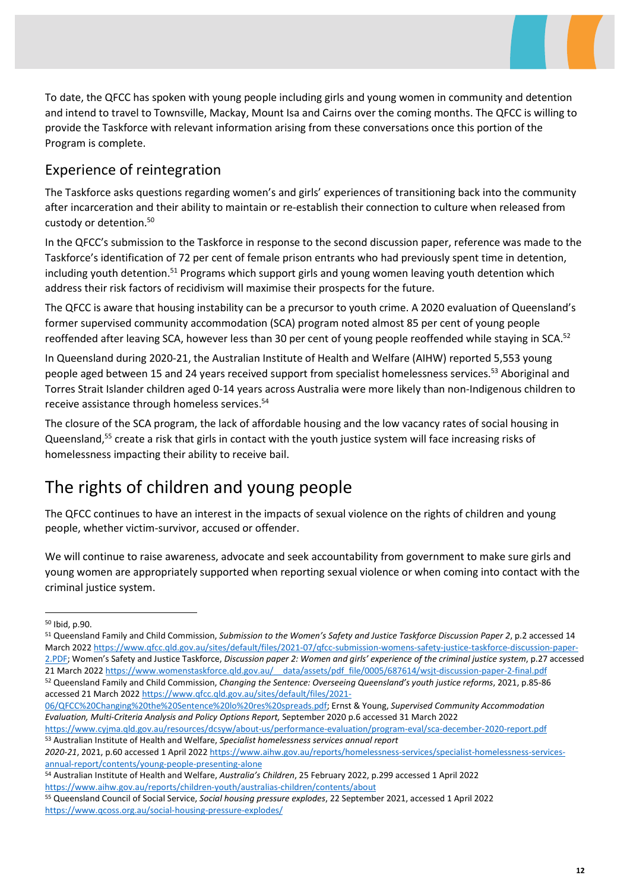To date, the QFCC has spoken with young people including girls and young women in community and detention and intend to travel to Townsville, Mackay, Mount Isa and Cairns over the coming months. The QFCC is willing to provide the Taskforce with relevant information arising from these conversations once this portion of the Program is complete.

## Experience of reintegration

The Taskforce asks questions regarding women's and girls' experiences of transitioning back into the community after incarceration and their ability to maintain or re-establish their connection to culture when released from custody or detention.[50]

In the QFCC's submission to the Taskforce in response to the second discussion paper, reference was made to the Taskforce's identification of 72 per cent of female prison entrants who had previously spent time in detention, including youth detention.[51] Programs which support girls and young women leaving youth detention which address their risk factors of recidivism will maximise their prospects for the future.

The QFCC is aware that housing instability can be a precursor to youth crime. A 2020 evaluation of Queensland's former supervised community accommodation (SCA) program noted almost 85 per cent of young people reoffended after leaving SCA, however less than 30 per cent of young people reoffended while staying in SCA.[52]

In Queensland during 2020-21, the Australian Institute of Health and Welfare (AIHW) reported 5,553 young people aged between 15 and 24 years received support from specialist homelessness services.[53] Aboriginal and Torres Strait Islander children aged 0-14 years across Australia were more likely than non-Indigenous children to receive assistance through homeless services.[54]

The closure of the SCA program, the lack of affordable housing and the low vacancy rates of social housing in Queensland,[55] create a risk that girls in contact with the youth justice system will face increasing risks of homelessness impacting their ability to receive bail.

# The rights of children and young people

The QFCC continues to have an interest in the impacts of sexual violence on the rights of children and young people, whether victim-survivor, accused or offender.

We will continue to raise awareness, advocate and seek accountability from government to make sure girls and young women are appropriately supported when reporting sexual violence or when coming into contact with the criminal justice system.

---

[50] Ibid, p.90.

[51] Queensland Family and Child Commission, *Submission to the Women's Safety and Justice Taskforce Discussion Paper 2*, p.2 accessed 14 March 2022 https://www.qfcc.qld.gov.au/sites/default/files/2021-07/qfcc-submission-womens-safety-justice-taskforce-discussion-paper-2.PDF; Women's Safety and Justice Taskforce, *Discussion paper 2: Women and girls' experience of the criminal justice system*, p.27 accessed 21 March 2022 https://www.womenstaskforce.qld.gov.au/__data/assets/pdf_file/0005/687614/wsjt-discussion-paper-2-final.pdf

[52] Queensland Family and Child Commission, *Changing the Sentence: Overseeing Queensland's youth justice reforms*, 2021, p.85-86 accessed 21 March 2022 https://www.qfcc.qld.gov.au/sites/default/files/2021-06/QFCC%20Changing%20the%20Sentence%20lo%20res%20spreads.pdf; Ernst & Young, *Supervised Community Accommodation Evaluation, Multi-Criteria Analysis and Policy Options Report,* September 2020 p.6 accessed 31 March 2022 https://www.cyjma.qld.gov.au/resources/dcsyw/about-us/performance-evaluation/program-eval/sca-december-2020-report.pdf

[53] Australian Institute of Health and Welfare, *Specialist homelessness services annual report 2020-21*, 2021, p.60 accessed 1 April 2022 https://www.aihw.gov.au/reports/homelessness-services/specialist-homelessness-services-annual-report/contents/young-people-presenting-alone

[54] Australian Institute of Health and Welfare, *Australia's Children*, 25 February 2022, p.299 accessed 1 April 2022 https://www.aihw.gov.au/reports/children-youth/australias-children/contents/about

[55] Queensland Council of Social Service, *Social housing pressure explodes*, 22 September 2021, accessed 1 April 2022 https://www.qcoss.org.au/social-housing-pressure-explodes/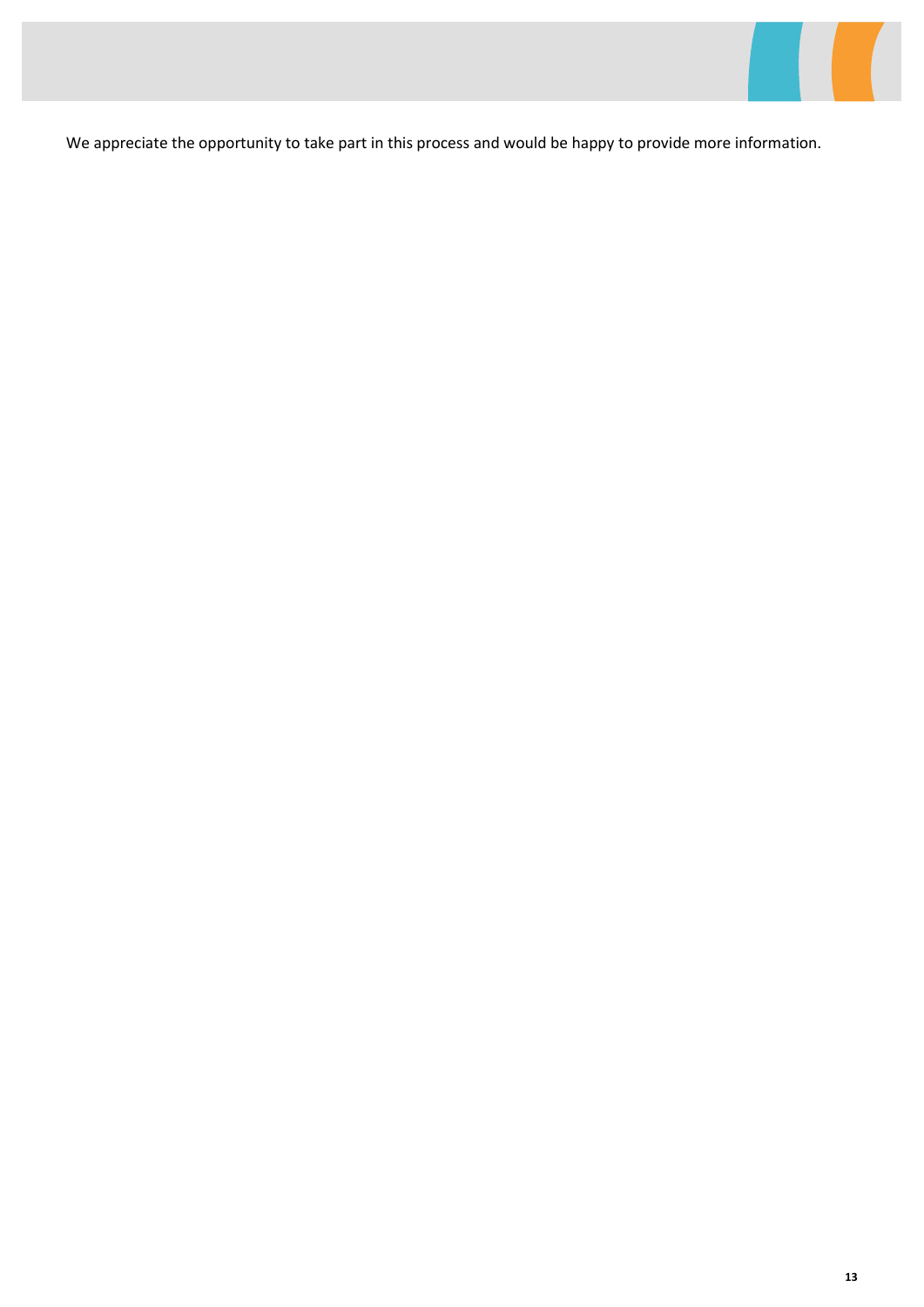We appreciate the opportunity to take part in this process and would be happy to provide more information.